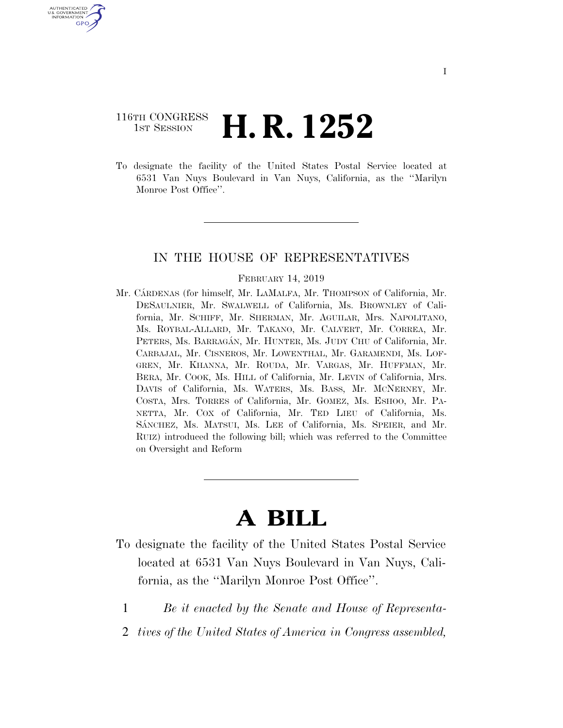116TH CONGRESS
1ST SESSION

# H. R. 1252

To designate the facility of the United States Postal Service located at 6531 Van Nuys Boulevard in Van Nuys, California, as the "Marilyn Monroe Post Office".

IN THE HOUSE OF REPRESENTATIVES

FEBRUARY 14, 2019

Mr. CÁRDENAS (for himself, Mr. LAMALFA, Mr. THOMPSON of California, Mr. DESAULNIER, Mr. SWALWELL of California, Ms. BROWNLEY of California, Mr. SCHIFF, Mr. SHERMAN, Mr. AGUILAR, Mrs. NAPOLITANO, Ms. ROYBAL-ALLARD, Mr. TAKANO, Mr. CALVERT, Mr. CORREA, Mr. PETERS, Ms. BARRAGÁN, Mr. HUNTER, Ms. JUDY CHU of California, Mr. CARBAJAL, Mr. CISNEROS, Mr. LOWENTHAL, Mr. GARAMENDI, Ms. LOFGREN, Mr. KHANNA, Mr. ROUDA, Mr. VARGAS, Mr. HUFFMAN, Mr. BERA, Mr. COOK, Ms. HILL of California, Mr. LEVIN of California, Mrs. DAVIS of California, Ms. WATERS, Ms. BASS, Mr. MCNERNEY, Mr. COSTA, Mrs. TORRES of California, Mr. GOMEZ, Ms. ESHOO, Mr. PANETTA, Mr. COX of California, Mr. TED LIEU of California, Ms. SÁNCHEZ, Ms. MATSUI, Ms. LEE of California, Ms. SPEIER, and Mr. RUIZ) introduced the following bill; which was referred to the Committee on Oversight and Reform

# A BILL

To designate the facility of the United States Postal Service located at 6531 Van Nuys Boulevard in Van Nuys, California, as the "Marilyn Monroe Post Office".

1 *Be it enacted by the Senate and House of Representa-*
2 *tives of the United States of America in Congress assembled,*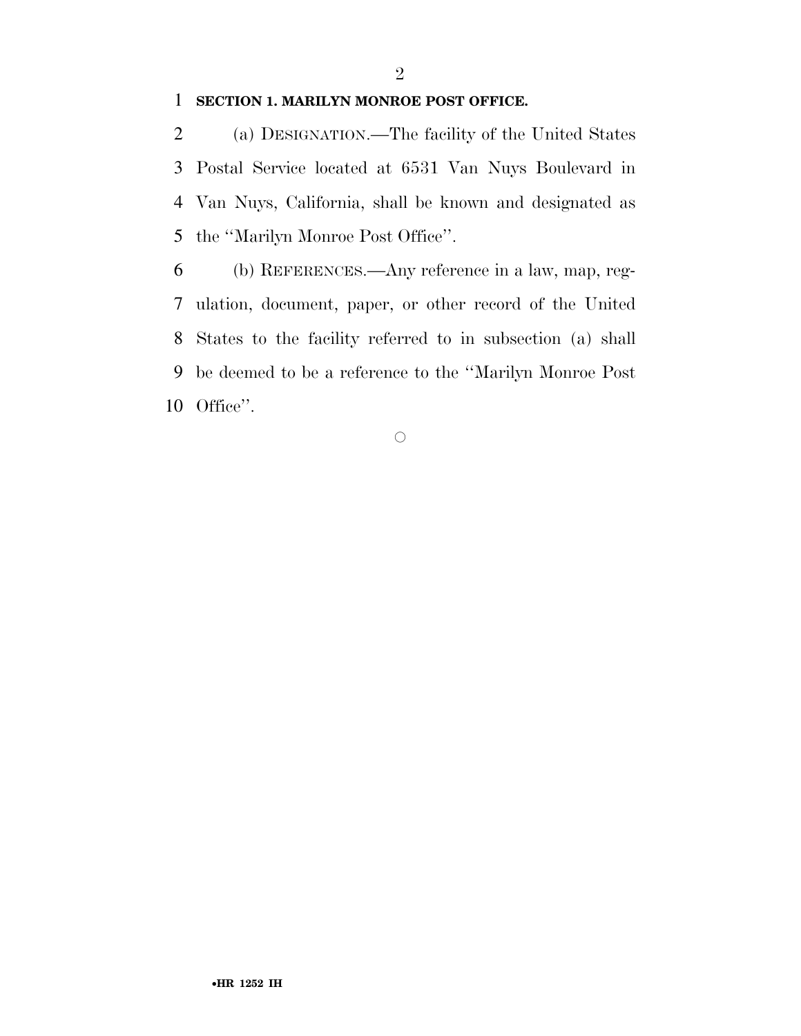**SECTION 1. MARILYN MONROE POST OFFICE.**

(a) DESIGNATION.—The facility of the United States Postal Service located at 6531 Van Nuys Boulevard in Van Nuys, California, shall be known and designated as the ''Marilyn Monroe Post Office''.

(b) REFERENCES.—Any reference in a law, map, regulation, document, paper, or other record of the United States to the facility referred to in subsection (a) shall be deemed to be a reference to the ''Marilyn Monroe Post Office''.

○